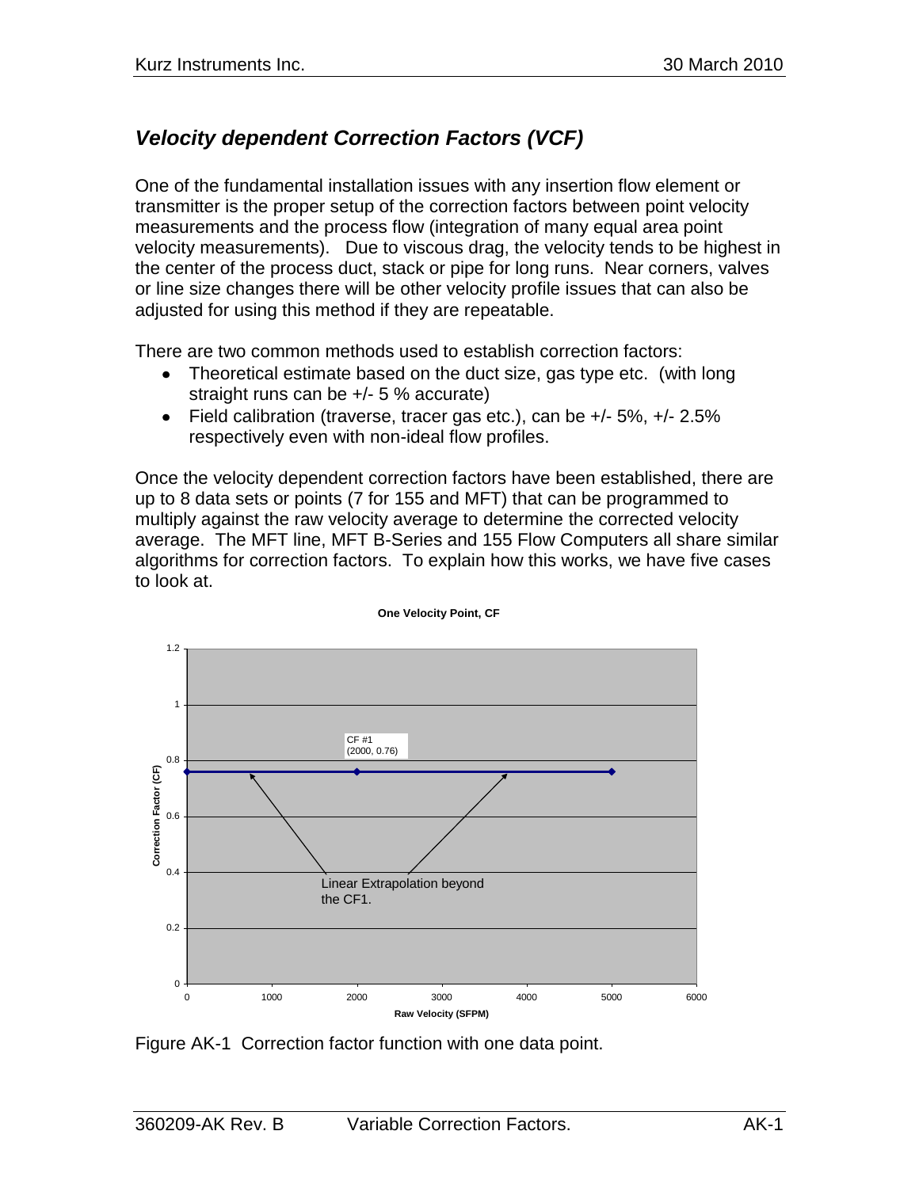## *Velocity dependent Correction Factors (VCF)*

One of the fundamental installation issues with any insertion flow element or transmitter is the proper setup of the correction factors between point velocity measurements and the process flow (integration of many equal area point velocity measurements). Due to viscous drag, the velocity tends to be highest in the center of the process duct, stack or pipe for long runs. Near corners, valves or line size changes there will be other velocity profile issues that can also be adjusted for using this method if they are repeatable.

There are two common methods used to establish correction factors:

- Theoretical estimate based on the duct size, gas type etc. (with long straight runs can be +/- 5 % accurate)
- Field calibration (traverse, tracer gas etc.), can be +/- 5%, +/- 2.5% respectively even with non-ideal flow profiles.

Once the velocity dependent correction factors have been established, there are up to 8 data sets or points (7 for 155 and MFT) that can be programmed to multiply against the raw velocity average to determine the corrected velocity average. The MFT line, MFT B-Series and 155 Flow Computers all share similar algorithms for correction factors. To explain how this works, we have five cases to look at.

**One Velocity Point, CF**

CF #1 (2000, 0.76)

Linear Extrapolation beyond the CF1.

Correction Factor (CF) vs. Raw Velocity (SFPM)

Figure AK-1 Correction factor function with one data point.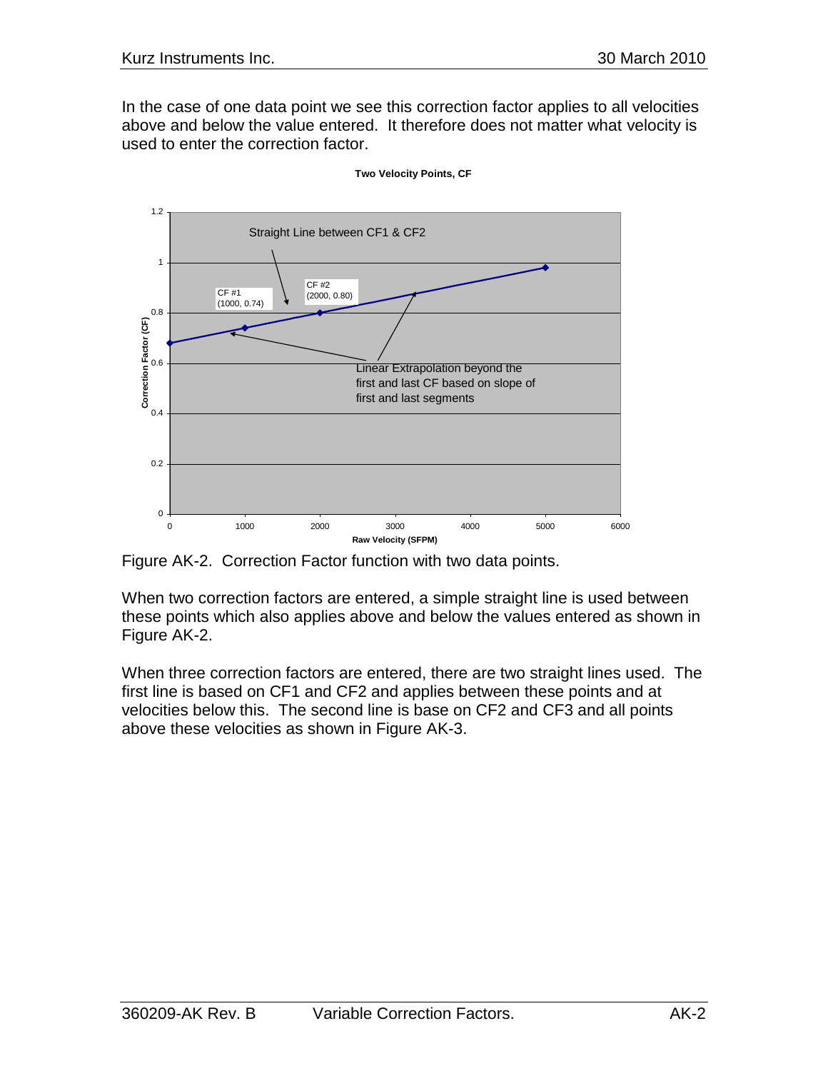In the case of one data point we see this correction factor applies to all velocities above and below the value entered. It therefore does not matter what velocity is used to enter the correction factor.

Figure AK-2. Correction Factor function with two data points.

When two correction factors are entered, a simple straight line is used between these points which also applies above and below the values entered as shown in Figure AK-2.

When three correction factors are entered, there are two straight lines used. The first line is based on CF1 and CF2 and applies between these points and at velocities below this. The second line is base on CF2 and CF3 and all points above these velocities as shown in Figure AK-3.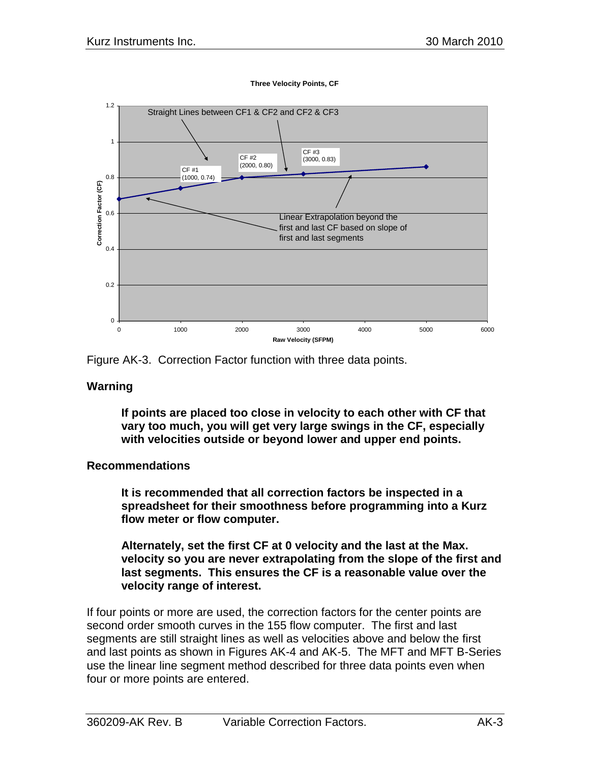Figure AK-3. Correction Factor function with three data points.

### Warning

> **If points are placed too close in velocity to each other with CF that vary too much, you will get very large swings in the CF, especially with velocities outside or beyond lower and upper end points.**

### Recommendations

> **It is recommended that all correction factors be inspected in a spreadsheet for their smoothness before programming into a Kurz flow meter or flow computer.**
>
> **Alternately, set the first CF at 0 velocity and the last at the Max. velocity so you are never extrapolating from the slope of the first and last segments. This ensures the CF is a reasonable value over the velocity range of interest.**

If four points or more are used, the correction factors for the center points are second order smooth curves in the 155 flow computer. The first and last segments are still straight lines as well as velocities above and below the first and last points as shown in Figures AK-4 and AK-5. The MFT and MFT B-Series use the linear line segment method described for three data points even when four or more points are entered.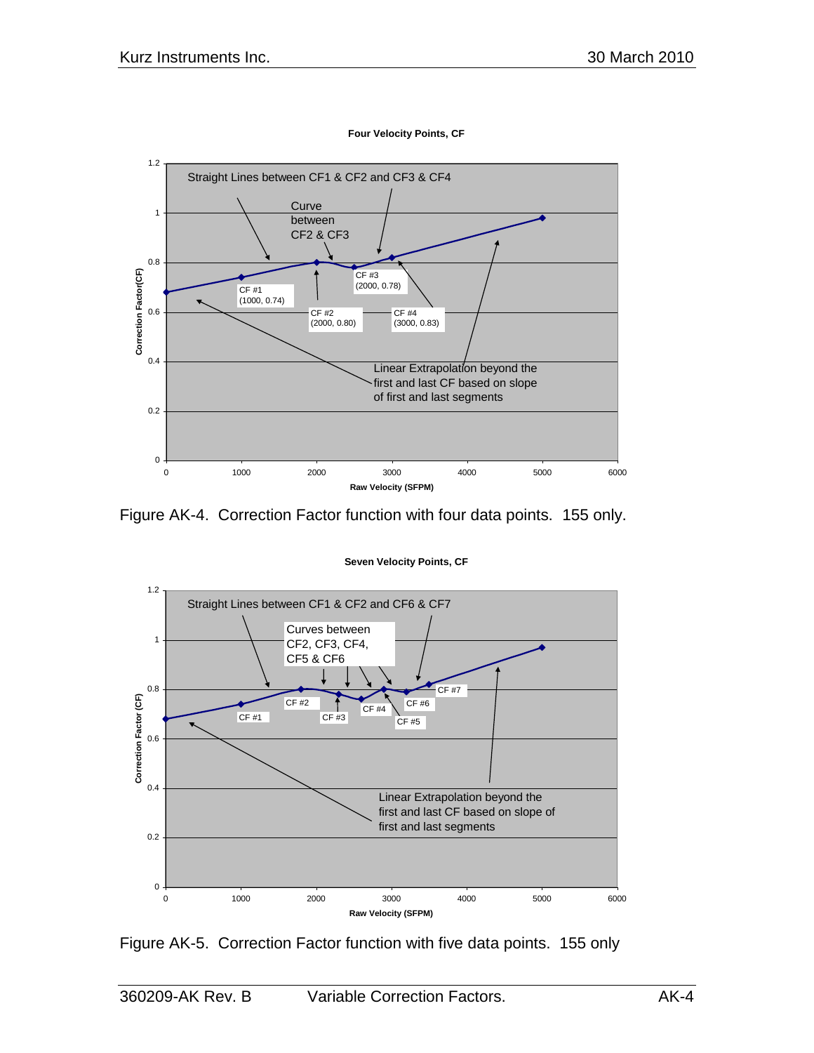**Four Velocity Points, CF**

Straight Lines between CF1 & CF2 and CF3 & CF4

Curve between CF2 & CF3

CF #1 (1000, 0.74)

CF #2 (2000, 0.80)

CF #3 (2000, 0.78)

CF #4 (3000, 0.83)

Linear Extrapolation beyond the first and last CF based on slope of first and last segments

Correction Factor(CF)

Raw Velocity (SFPM)

Figure AK-4. Correction Factor function with four data points. 155 only.

**Seven Velocity Points, CF**

Straight Lines between CF1 & CF2 and CF6 & CF7

Curves between CF2, CF3, CF4, CF5 & CF6

CF #1, CF #2, CF #3, CF #4, CF #5, CF #6, CF #7

Linear Extrapolation beyond the first and last CF based on slope of first and last segments

Correction Factor (CF)

Raw Velocity (SFPM)

Figure AK-5. Correction Factor function with five data points. 155 only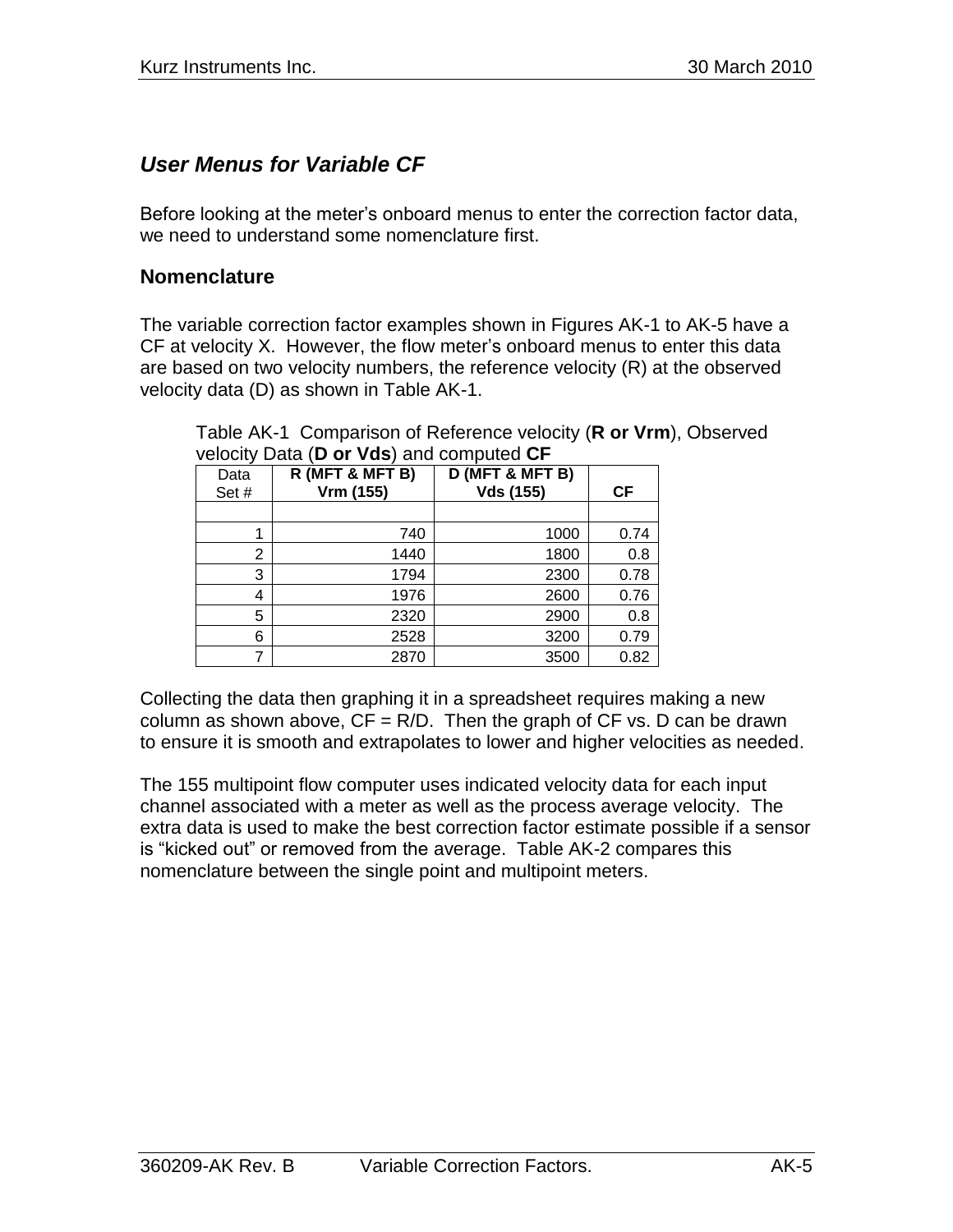## *User Menus for Variable CF*

Before looking at the meter's onboard menus to enter the correction factor data, we need to understand some nomenclature first.

### Nomenclature

The variable correction factor examples shown in Figures AK-1 to AK-5 have a CF at velocity X. However, the flow meter's onboard menus to enter this data are based on two velocity numbers, the reference velocity (R) at the observed velocity data (D) as shown in Table AK-1.

Table AK-1 Comparison of Reference velocity (**R or Vrm**), Observed velocity Data (**D or Vds**) and computed **CF**

| Data Set # | **R (MFT & MFT B) Vrm (155)** | **D (MFT & MFT B) Vds (155)** | **CF** |
|---|---|---|---|
| | | | |
| 1 | 740 | 1000 | 0.74 |
| 2 | 1440 | 1800 | 0.8 |
| 3 | 1794 | 2300 | 0.78 |
| 4 | 1976 | 2600 | 0.76 |
| 5 | 2320 | 2900 | 0.8 |
| 6 | 2528 | 3200 | 0.79 |
| 7 | 2870 | 3500 | 0.82 |

Collecting the data then graphing it in a spreadsheet requires making a new column as shown above, CF = R/D. Then the graph of CF vs. D can be drawn to ensure it is smooth and extrapolates to lower and higher velocities as needed.

The 155 multipoint flow computer uses indicated velocity data for each input channel associated with a meter as well as the process average velocity. The extra data is used to make the best correction factor estimate possible if a sensor is "kicked out" or removed from the average. Table AK-2 compares this nomenclature between the single point and multipoint meters.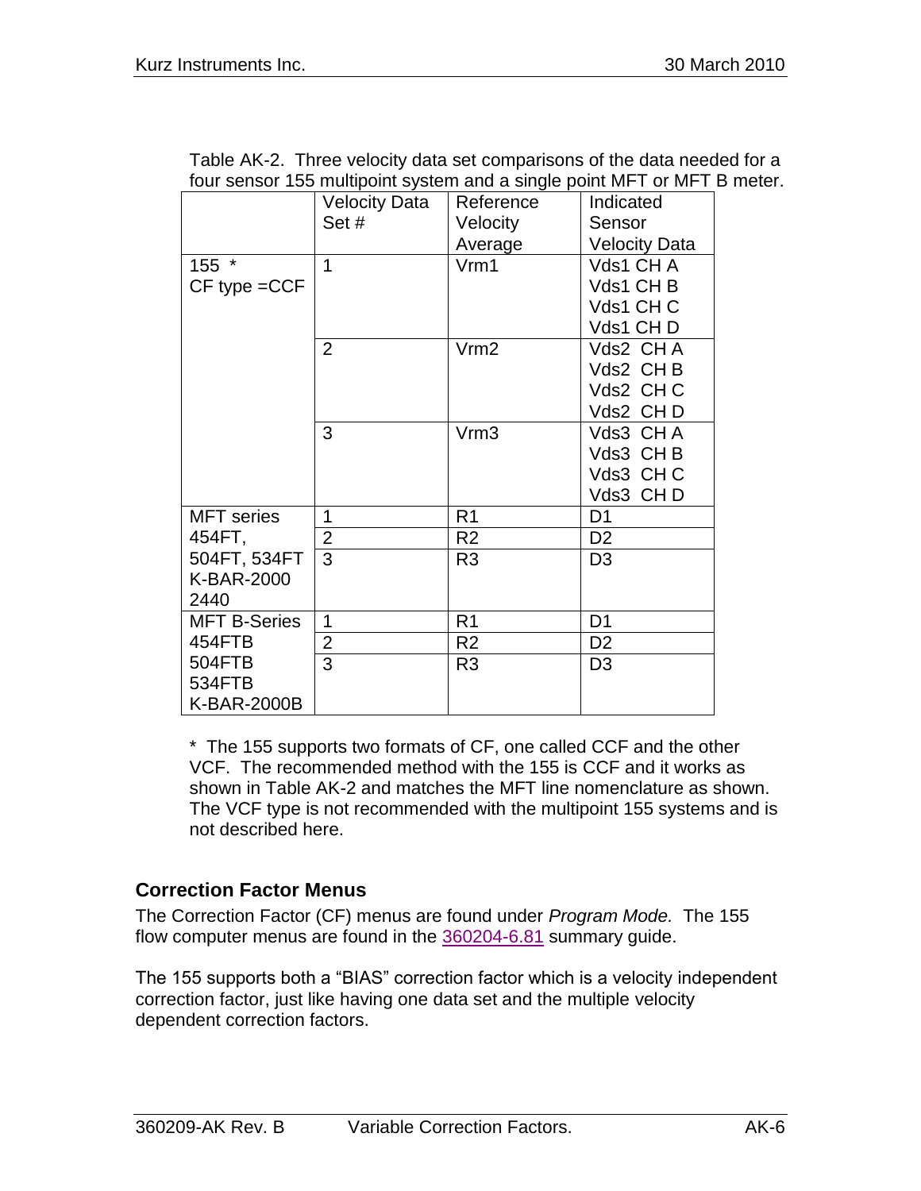Table AK-2. Three velocity data set comparisons of the data needed for a four sensor 155 multipoint system and a single point MFT or MFT B meter.

| | Velocity Data Set # | Reference Velocity Average | Indicated Sensor Velocity Data |
|---|---|---|---|
| 155 * CF type =CCF | 1 | Vrm1 | Vds1 CH A<br>Vds1 CH B<br>Vds1 CH C<br>Vds1 CH D |
| | 2 | Vrm2 | Vds2 CH A<br>Vds2 CH B<br>Vds2 CH C<br>Vds2 CH D |
| | 3 | Vrm3 | Vds3 CH A<br>Vds3 CH B<br>Vds3 CH C<br>Vds3 CH D |
| MFT series 454FT, 504FT, 534FT K-BAR-2000 2440 | 1 | R1 | D1 |
| | 2 | R2 | D2 |
| | 3 | R3 | D3 |
| MFT B-Series 454FTB 504FTB 534FTB K-BAR-2000B | 1 | R1 | D1 |
| | 2 | R2 | D2 |
| | 3 | R3 | D3 |

* The 155 supports two formats of CF, one called CCF and the other VCF. The recommended method with the 155 is CCF and it works as shown in Table AK-2 and matches the MFT line nomenclature as shown. The VCF type is not recommended with the multipoint 155 systems and is not described here.

## Correction Factor Menus

The Correction Factor (CF) menus are found under *Program Mode.* The 155 flow computer menus are found in the 360204-6.81 summary guide.

The 155 supports both a "BIAS" correction factor which is a velocity independent correction factor, just like having one data set and the multiple velocity dependent correction factors.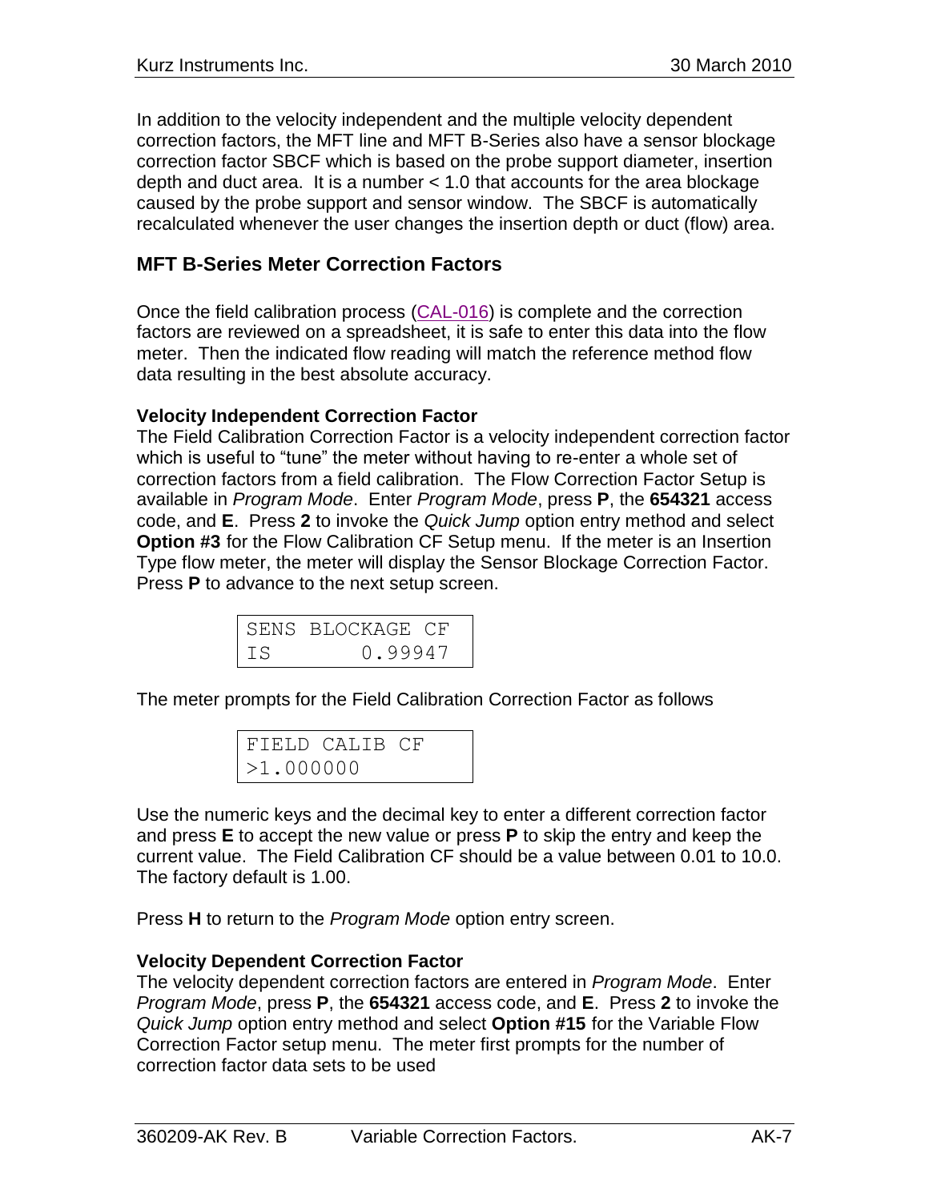In addition to the velocity independent and the multiple velocity dependent correction factors, the MFT line and MFT B-Series also have a sensor blockage correction factor SBCF which is based on the probe support diameter, insertion depth and duct area. It is a number < 1.0 that accounts for the area blockage caused by the probe support and sensor window. The SBCF is automatically recalculated whenever the user changes the insertion depth or duct (flow) area.

## MFT B-Series Meter Correction Factors

Once the field calibration process (CAL-016) is complete and the correction factors are reviewed on a spreadsheet, it is safe to enter this data into the flow meter. Then the indicated flow reading will match the reference method flow data resulting in the best absolute accuracy.

### Velocity Independent Correction Factor

The Field Calibration Correction Factor is a velocity independent correction factor which is useful to "tune" the meter without having to re-enter a whole set of correction factors from a field calibration. The Flow Correction Factor Setup is available in *Program Mode*. Enter *Program Mode*, press **P**, the **654321** access code, and **E**. Press **2** to invoke the *Quick Jump* option entry method and select **Option #3** for the Flow Calibration CF Setup menu. If the meter is an Insertion Type flow meter, the meter will display the Sensor Blockage Correction Factor. Press **P** to advance to the next setup screen.

```
SENS BLOCKAGE CF
IS        0.99947
```

The meter prompts for the Field Calibration Correction Factor as follows

```
FIELD CALIB CF
>1.000000
```

Use the numeric keys and the decimal key to enter a different correction factor and press **E** to accept the new value or press **P** to skip the entry and keep the current value. The Field Calibration CF should be a value between 0.01 to 10.0. The factory default is 1.00.

Press **H** to return to the *Program Mode* option entry screen.

### Velocity Dependent Correction Factor

The velocity dependent correction factors are entered in *Program Mode*. Enter *Program Mode*, press **P**, the **654321** access code, and **E**. Press **2** to invoke the *Quick Jump* option entry method and select **Option #15** for the Variable Flow Correction Factor setup menu. The meter first prompts for the number of correction factor data sets to be used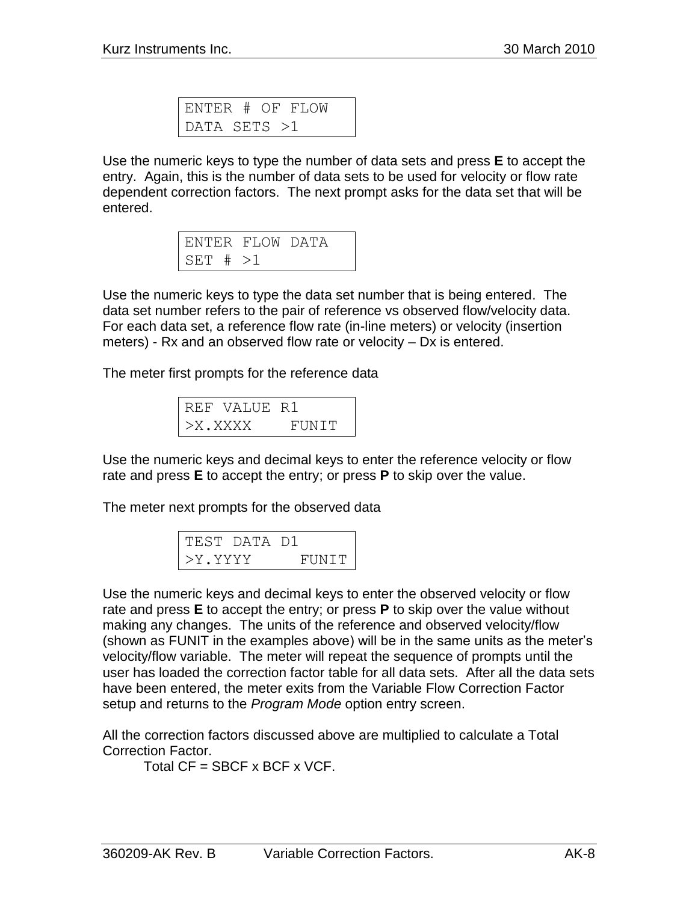```
ENTER # OF FLOW
DATA SETS >1
```

Use the numeric keys to type the number of data sets and press **E** to accept the entry. Again, this is the number of data sets to be used for velocity or flow rate dependent correction factors. The next prompt asks for the data set that will be entered.

```
ENTER FLOW DATA
SET # >1
```

Use the numeric keys to type the data set number that is being entered. The data set number refers to the pair of reference vs observed flow/velocity data. For each data set, a reference flow rate (in-line meters) or velocity (insertion meters) - Rx and an observed flow rate or velocity – Dx is entered.

The meter first prompts for the reference data

```
REF VALUE R1
>X.XXXX    FUNIT
```

Use the numeric keys and decimal keys to enter the reference velocity or flow rate and press **E** to accept the entry; or press **P** to skip over the value.

The meter next prompts for the observed data

```
TEST DATA D1
>Y.YYYY     FUNIT
```

Use the numeric keys and decimal keys to enter the observed velocity or flow rate and press **E** to accept the entry; or press **P** to skip over the value without making any changes. The units of the reference and observed velocity/flow (shown as FUNIT in the examples above) will be in the same units as the meter's velocity/flow variable. The meter will repeat the sequence of prompts until the user has loaded the correction factor table for all data sets. After all the data sets have been entered, the meter exits from the Variable Flow Correction Factor setup and returns to the *Program Mode* option entry screen.

All the correction factors discussed above are multiplied to calculate a Total Correction Factor.

Total CF = SBCF x BCF x VCF.